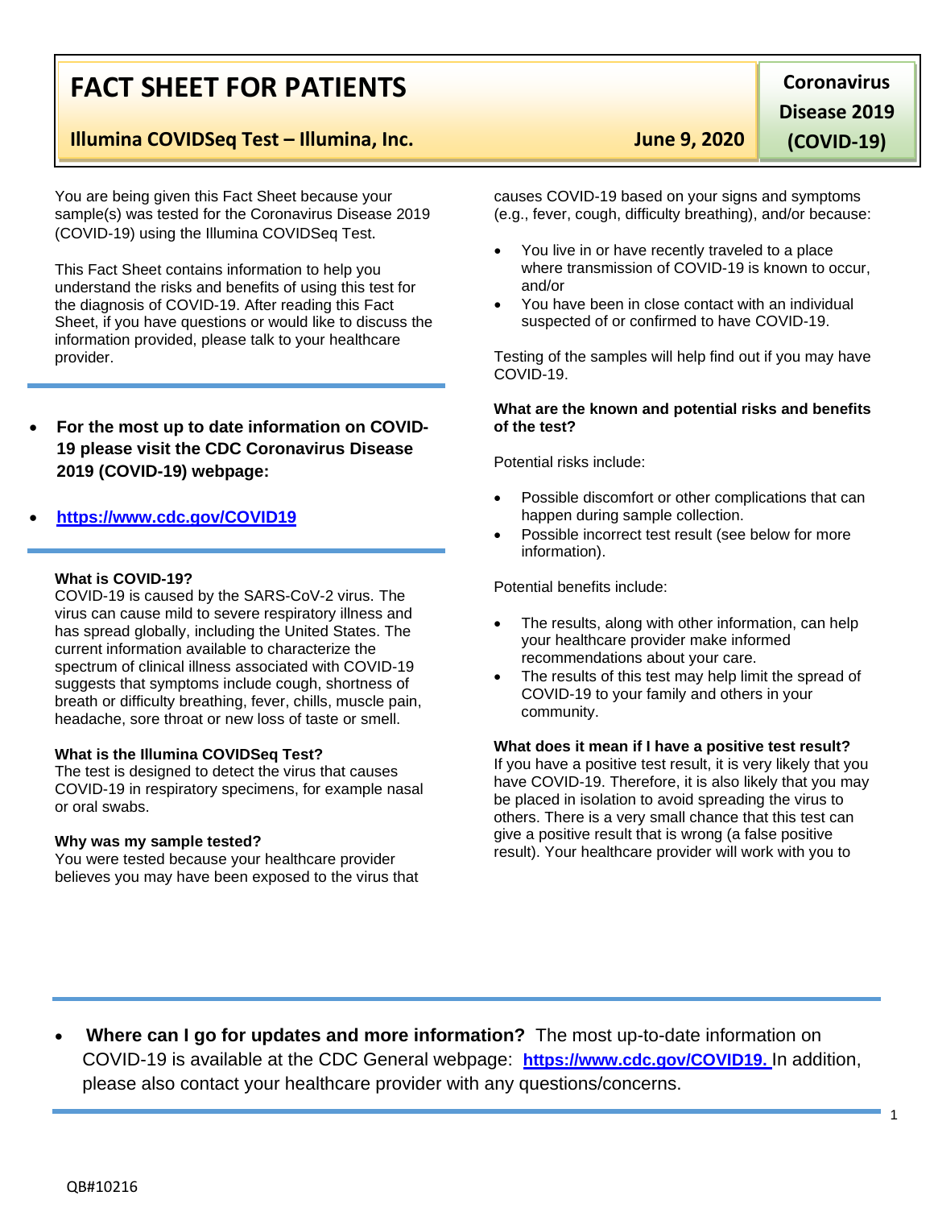# FACT SHEET FOR PATIENTS

**Illumina COVIDSeq Test – Illumina, Inc.** **June 9, 2020**

**Coronavirus Disease 2019 (COVID-19)**

You are being given this Fact Sheet because your sample(s) was tested for the Coronavirus Disease 2019 (COVID-19) using the Illumina COVIDSeq Test.

This Fact Sheet contains information to help you understand the risks and benefits of using this test for the diagnosis of COVID-19. After reading this Fact Sheet, if you have questions or would like to discuss the information provided, please talk to your healthcare provider.

- **For the most up to date information on COVID-19 please visit the CDC Coronavirus Disease 2019 (COVID-19) webpage:**
- **https://www.cdc.gov/COVID19**

**What is COVID-19?**

COVID-19 is caused by the SARS-CoV-2 virus. The virus can cause mild to severe respiratory illness and has spread globally, including the United States. The current information available to characterize the spectrum of clinical illness associated with COVID-19 suggests that symptoms include cough, shortness of breath or difficulty breathing, fever, chills, muscle pain, headache, sore throat or new loss of taste or smell.

**What is the Illumina COVIDSeq Test?**

The test is designed to detect the virus that causes COVID-19 in respiratory specimens, for example nasal or oral swabs.

**Why was my sample tested?**

You were tested because your healthcare provider believes you may have been exposed to the virus that causes COVID-19 based on your signs and symptoms (e.g., fever, cough, difficulty breathing), and/or because:

- You live in or have recently traveled to a place where transmission of COVID-19 is known to occur, and/or
- You have been in close contact with an individual suspected of or confirmed to have COVID-19.

Testing of the samples will help find out if you may have COVID-19.

**What are the known and potential risks and benefits of the test?**

Potential risks include:

- Possible discomfort or other complications that can happen during sample collection.
- Possible incorrect test result (see below for more information).

Potential benefits include:

- The results, along with other information, can help your healthcare provider make informed recommendations about your care.
- The results of this test may help limit the spread of COVID-19 to your family and others in your community.

**What does it mean if I have a positive test result?**

If you have a positive test result, it is very likely that you have COVID-19. Therefore, it is also likely that you may be placed in isolation to avoid spreading the virus to others. There is a very small chance that this test can give a positive result that is wrong (a false positive result). Your healthcare provider will work with you to

- **Where can I go for updates and more information?** The most up-to-date information on COVID-19 is available at the CDC General webpage: **https://www.cdc.gov/COVID19.** In addition, please also contact your healthcare provider with any questions/concerns.

QB#10216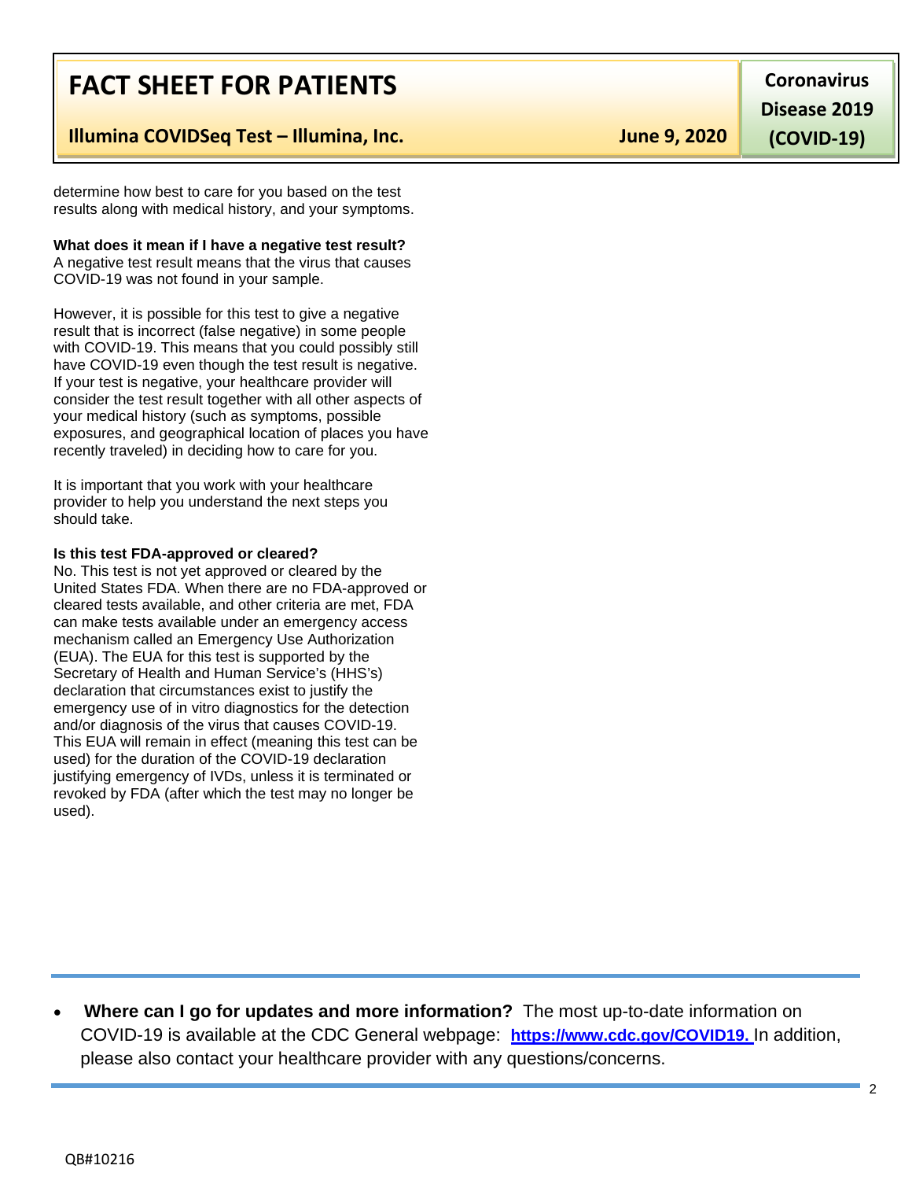determine how best to care for you based on the test results along with medical history, and your symptoms.

**What does it mean if I have a negative test result?**
A negative test result means that the virus that causes COVID-19 was not found in your sample.

However, it is possible for this test to give a negative result that is incorrect (false negative) in some people with COVID-19. This means that you could possibly still have COVID-19 even though the test result is negative. If your test is negative, your healthcare provider will consider the test result together with all other aspects of your medical history (such as symptoms, possible exposures, and geographical location of places you have recently traveled) in deciding how to care for you.

It is important that you work with your healthcare provider to help you understand the next steps you should take.

**Is this test FDA-approved or cleared?**
No. This test is not yet approved or cleared by the United States FDA. When there are no FDA-approved or cleared tests available, and other criteria are met, FDA can make tests available under an emergency access mechanism called an Emergency Use Authorization (EUA). The EUA for this test is supported by the Secretary of Health and Human Service's (HHS's) declaration that circumstances exist to justify the emergency use of in vitro diagnostics for the detection and/or diagnosis of the virus that causes COVID-19. This EUA will remain in effect (meaning this test can be used) for the duration of the COVID-19 declaration justifying emergency of IVDs, unless it is terminated or revoked by FDA (after which the test may no longer be used).

- **Where can I go for updates and more information?** The most up-to-date information on COVID-19 is available at the CDC General webpage: **https://www.cdc.gov/COVID19.** In addition, please also contact your healthcare provider with any questions/concerns.

QB#10216